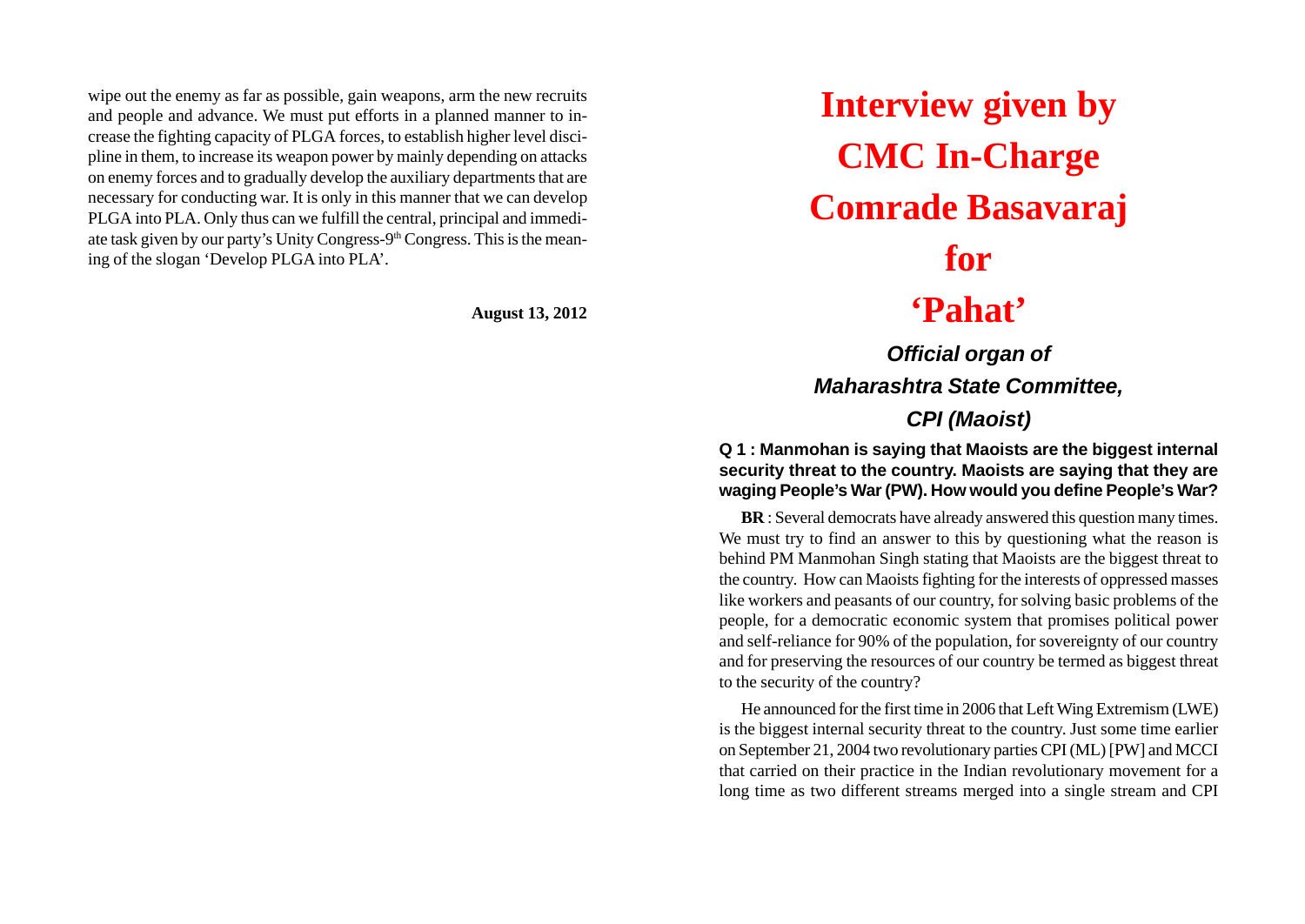wipe out the enemy as far as possible, gain weapons, arm the new recruits and people and advance. We must put efforts in a planned manner to increase the fighting capacity of PLGA forces, to establish higher level discipline in them, to increase its weapon power by mainly depending on attacks on enemy forces and to gradually develop the auxiliary departments that are necessary for conducting war. It is only in this manner that we can develop PLGA into PLA. Only thus can we fulfill the central, principal and immediate task given by our party's Unity Congress-9th Congress. This is the meaning of the slogan 'Develop PLGA into PLA'.

**August 13, 2012**

# Interview given by CMC In-Charge Comrade Basavaraj for 'Pahat'

***Official organ of Maharashtra State Committee, CPI (Maoist)***

**Q 1 : Manmohan is saying that Maoists are the biggest internal security threat to the country. Maoists are saying that they are waging People's War (PW). How would you define People's War?**

**BR** : Several democrats have already answered this question many times. We must try to find an answer to this by questioning what the reason is behind PM Manmohan Singh stating that Maoists are the biggest threat to the country. How can Maoists fighting for the interests of oppressed masses like workers and peasants of our country, for solving basic problems of the people, for a democratic economic system that promises political power and self-reliance for 90% of the population, for sovereignty of our country and for preserving the resources of our country be termed as biggest threat to the security of the country?

He announced for the first time in 2006 that Left Wing Extremism (LWE) is the biggest internal security threat to the country. Just some time earlier on September 21, 2004 two revolutionary parties CPI (ML) [PW] and MCCI that carried on their practice in the Indian revolutionary movement for a long time as two different streams merged into a single stream and CPI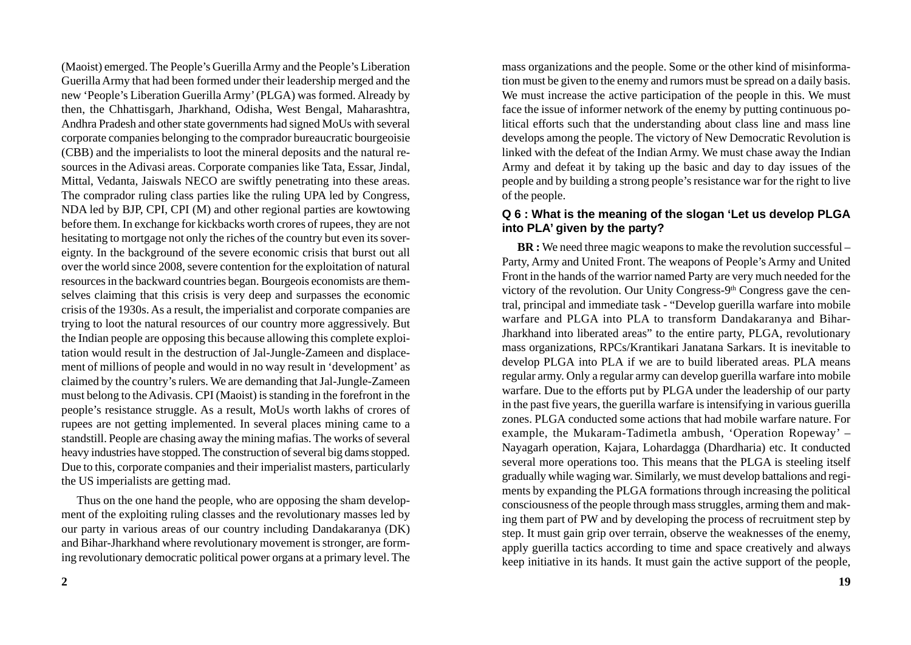(Maoist) emerged. The People's Guerilla Army and the People's Liberation Guerilla Army that had been formed under their leadership merged and the new 'People's Liberation Guerilla Army' (PLGA) was formed. Already by then, the Chhattisgarh, Jharkhand, Odisha, West Bengal, Maharashtra, Andhra Pradesh and other state governments had signed MoUs with several corporate companies belonging to the comprador bureaucratic bourgeoisie (CBB) and the imperialists to loot the mineral deposits and the natural resources in the Adivasi areas. Corporate companies like Tata, Essar, Jindal, Mittal, Vedanta, Jaiswals NECO are swiftly penetrating into these areas. The comprador ruling class parties like the ruling UPA led by Congress, NDA led by BJP, CPI, CPI (M) and other regional parties are kowtowing before them. In exchange for kickbacks worth crores of rupees, they are not hesitating to mortgage not only the riches of the country but even its sovereignty. In the background of the severe economic crisis that burst out all over the world since 2008, severe contention for the exploitation of natural resources in the backward countries began. Bourgeois economists are themselves claiming that this crisis is very deep and surpasses the economic crisis of the 1930s. As a result, the imperialist and corporate companies are trying to loot the natural resources of our country more aggressively. But the Indian people are opposing this because allowing this complete exploitation would result in the destruction of Jal-Jungle-Zameen and displacement of millions of people and would in no way result in 'development' as claimed by the country's rulers. We are demanding that Jal-Jungle-Zameen must belong to the Adivasis. CPI (Maoist) is standing in the forefront in the people's resistance struggle. As a result, MoUs worth lakhs of crores of rupees are not getting implemented. In several places mining came to a standstill. People are chasing away the mining mafias. The works of several heavy industries have stopped. The construction of several big dams stopped. Due to this, corporate companies and their imperialist masters, particularly the US imperialists are getting mad.

Thus on the one hand the people, who are opposing the sham development of the exploiting ruling classes and the revolutionary masses led by our party in various areas of our country including Dandakaranya (DK) and Bihar-Jharkhand where revolutionary movement is stronger, are forming revolutionary democratic political power organs at a primary level. The

mass organizations and the people. Some or the other kind of misinformation must be given to the enemy and rumors must be spread on a daily basis. We must increase the active participation of the people in this. We must face the issue of informer network of the enemy by putting continuous political efforts such that the understanding about class line and mass line develops among the people. The victory of New Democratic Revolution is linked with the defeat of the Indian Army. We must chase away the Indian Army and defeat it by taking up the basic and day to day issues of the people and by building a strong people's resistance war for the right to live of the people.

### Q 6 : What is the meaning of the slogan 'Let us develop PLGA into PLA' given by the party?

**BR :** We need three magic weapons to make the revolution successful – Party, Army and United Front. The weapons of People's Army and United Front in the hands of the warrior named Party are very much needed for the victory of the revolution. Our Unity Congress-9th Congress gave the central, principal and immediate task - "Develop guerilla warfare into mobile warfare and PLGA into PLA to transform Dandakaranya and Bihar-Jharkhand into liberated areas" to the entire party, PLGA, revolutionary mass organizations, RPCs/Krantikari Janatana Sarkars. It is inevitable to develop PLGA into PLA if we are to build liberated areas. PLA means regular army. Only a regular army can develop guerilla warfare into mobile warfare. Due to the efforts put by PLGA under the leadership of our party in the past five years, the guerilla warfare is intensifying in various guerilla zones. PLGA conducted some actions that had mobile warfare nature. For example, the Mukaram-Tadimetla ambush, 'Operation Ropeway' – Nayagarh operation, Kajara, Lohardagga (Dhardharia) etc. It conducted several more operations too. This means that the PLGA is steeling itself gradually while waging war. Similarly, we must develop battalions and regiments by expanding the PLGA formations through increasing the political consciousness of the people through mass struggles, arming them and making them part of PW and by developing the process of recruitment step by step. It must gain grip over terrain, observe the weaknesses of the enemy, apply guerilla tactics according to time and space creatively and always keep initiative in its hands. It must gain the active support of the people,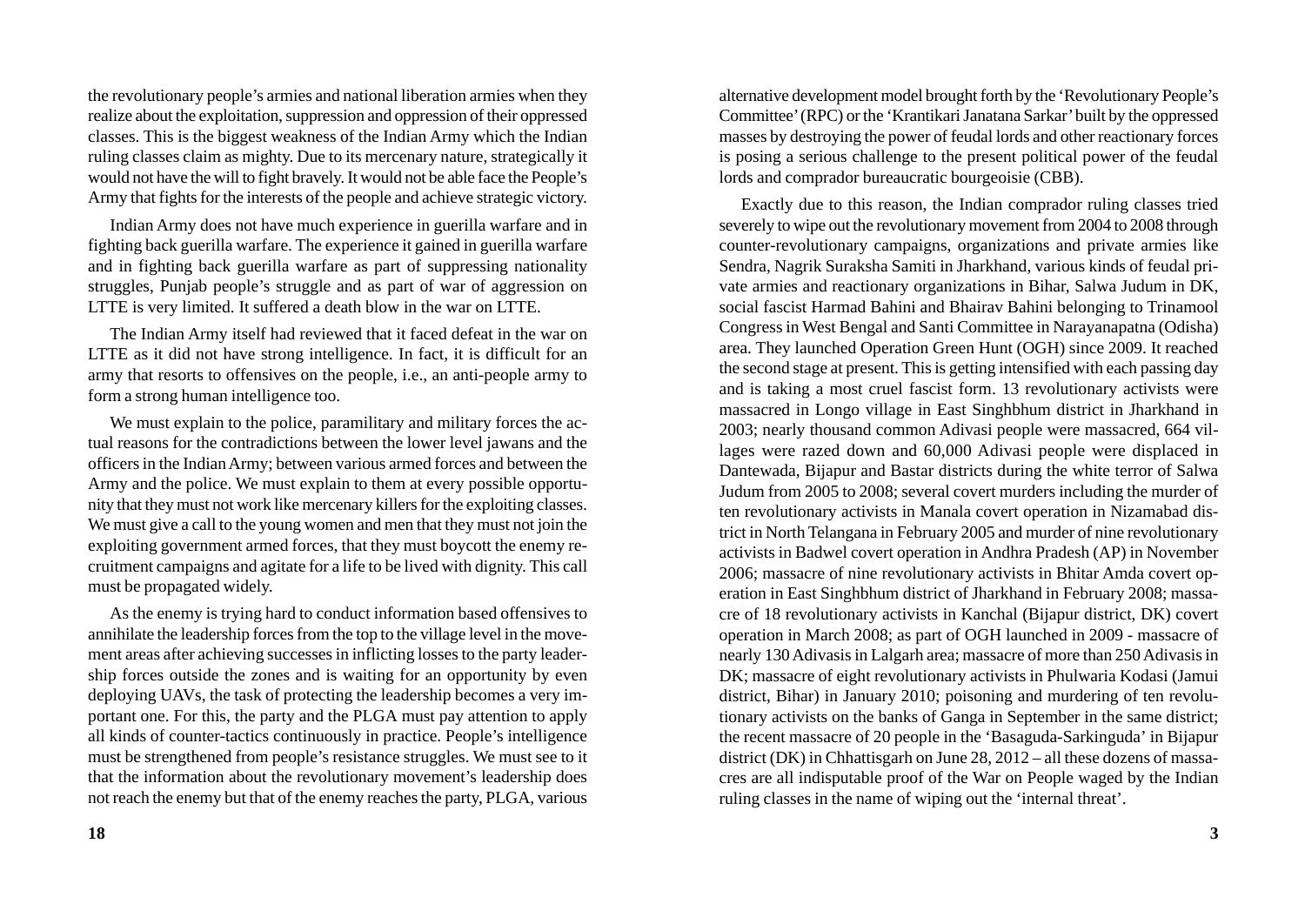the revolutionary people's armies and national liberation armies when they realize about the exploitation, suppression and oppression of their oppressed classes. This is the biggest weakness of the Indian Army which the Indian ruling classes claim as mighty. Due to its mercenary nature, strategically it would not have the will to fight bravely. It would not be able face the People's Army that fights for the interests of the people and achieve strategic victory.

Indian Army does not have much experience in guerilla warfare and in fighting back guerilla warfare. The experience it gained in guerilla warfare and in fighting back guerilla warfare as part of suppressing nationality struggles, Punjab people's struggle and as part of war of aggression on LTTE is very limited. It suffered a death blow in the war on LTTE.

The Indian Army itself had reviewed that it faced defeat in the war on LTTE as it did not have strong intelligence. In fact, it is difficult for an army that resorts to offensives on the people, i.e., an anti-people army to form a strong human intelligence too.

We must explain to the police, paramilitary and military forces the actual reasons for the contradictions between the lower level jawans and the officers in the Indian Army; between various armed forces and between the Army and the police. We must explain to them at every possible opportunity that they must not work like mercenary killers for the exploiting classes. We must give a call to the young women and men that they must not join the exploiting government armed forces, that they must boycott the enemy recruitment campaigns and agitate for a life to be lived with dignity. This call must be propagated widely.

As the enemy is trying hard to conduct information based offensives to annihilate the leadership forces from the top to the village level in the movement areas after achieving successes in inflicting losses to the party leadership forces outside the zones and is waiting for an opportunity by even deploying UAVs, the task of protecting the leadership becomes a very important one. For this, the party and the PLGA must pay attention to apply all kinds of counter-tactics continuously in practice. People's intelligence must be strengthened from people's resistance struggles. We must see to it that the information about the revolutionary movement's leadership does not reach the enemy but that of the enemy reaches the party, PLGA, various

alternative development model brought forth by the 'Revolutionary People's Committee' (RPC) or the 'Krantikari Janatana Sarkar' built by the oppressed masses by destroying the power of feudal lords and other reactionary forces is posing a serious challenge to the present political power of the feudal lords and comprador bureaucratic bourgeoisie (CBB).

Exactly due to this reason, the Indian comprador ruling classes tried severely to wipe out the revolutionary movement from 2004 to 2008 through counter-revolutionary campaigns, organizations and private armies like Sendra, Nagrik Suraksha Samiti in Jharkhand, various kinds of feudal private armies and reactionary organizations in Bihar, Salwa Judum in DK, social fascist Harmad Bahini and Bhairav Bahini belonging to Trinamool Congress in West Bengal and Santi Committee in Narayanapatna (Odisha) area. They launched Operation Green Hunt (OGH) since 2009. It reached the second stage at present. This is getting intensified with each passing day and is taking a most cruel fascist form. 13 revolutionary activists were massacred in Longo village in East Singhbhum district in Jharkhand in 2003; nearly thousand common Adivasi people were massacred, 664 villages were razed down and 60,000 Adivasi people were displaced in Dantewada, Bijapur and Bastar districts during the white terror of Salwa Judum from 2005 to 2008; several covert murders including the murder of ten revolutionary activists in Manala covert operation in Nizamabad district in North Telangana in February 2005 and murder of nine revolutionary activists in Badwel covert operation in Andhra Pradesh (AP) in November 2006; massacre of nine revolutionary activists in Bhitar Amda covert operation in East Singhbhum district of Jharkhand in February 2008; massacre of 18 revolutionary activists in Kanchal (Bijapur district, DK) covert operation in March 2008; as part of OGH launched in 2009 - massacre of nearly 130 Adivasis in Lalgarh area; massacre of more than 250 Adivasis in DK; massacre of eight revolutionary activists in Phulwaria Kodasi (Jamui district, Bihar) in January 2010; poisoning and murdering of ten revolutionary activists on the banks of Ganga in September in the same district; the recent massacre of 20 people in the 'Basaguda-Sarkinguda' in Bijapur district (DK) in Chhattisgarh on June 28, 2012 – all these dozens of massacres are all indisputable proof of the War on People waged by the Indian ruling classes in the name of wiping out the 'internal threat'.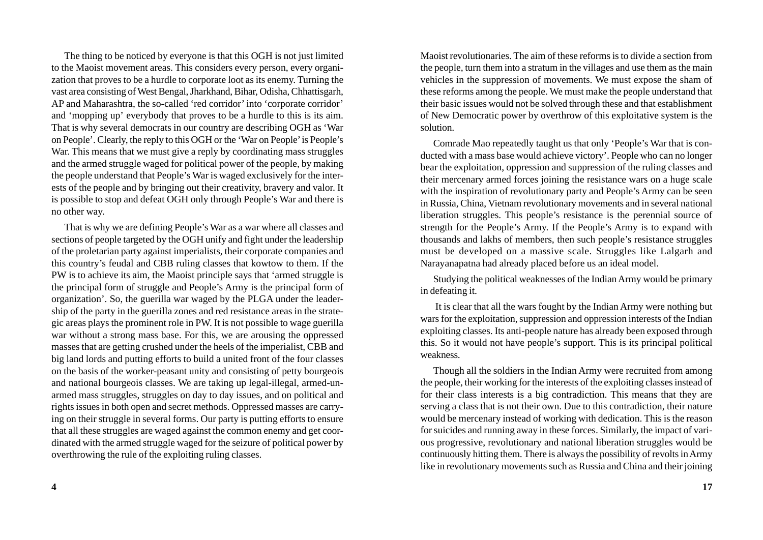The thing to be noticed by everyone is that this OGH is not just limited to the Maoist movement areas. This considers every person, every organization that proves to be a hurdle to corporate loot as its enemy. Turning the vast area consisting of West Bengal, Jharkhand, Bihar, Odisha, Chhattisgarh, AP and Maharashtra, the so-called 'red corridor' into 'corporate corridor' and 'mopping up' everybody that proves to be a hurdle to this is its aim. That is why several democrats in our country are describing OGH as 'War on People'. Clearly, the reply to this OGH or the 'War on People' is People's War. This means that we must give a reply by coordinating mass struggles and the armed struggle waged for political power of the people, by making the people understand that People's War is waged exclusively for the interests of the people and by bringing out their creativity, bravery and valor. It is possible to stop and defeat OGH only through People's War and there is no other way.

That is why we are defining People's War as a war where all classes and sections of people targeted by the OGH unify and fight under the leadership of the proletarian party against imperialists, their corporate companies and this country's feudal and CBB ruling classes that kowtow to them. If the PW is to achieve its aim, the Maoist principle says that 'armed struggle is the principal form of struggle and People's Army is the principal form of organization'. So, the guerilla war waged by the PLGA under the leadership of the party in the guerilla zones and red resistance areas in the strategic areas plays the prominent role in PW. It is not possible to wage guerilla war without a strong mass base. For this, we are arousing the oppressed masses that are getting crushed under the heels of the imperialist, CBB and big land lords and putting efforts to build a united front of the four classes on the basis of the worker-peasant unity and consisting of petty bourgeois and national bourgeois classes. We are taking up legal-illegal, armed-unarmed mass struggles, struggles on day to day issues, and on political and rights issues in both open and secret methods. Oppressed masses are carrying on their struggle in several forms. Our party is putting efforts to ensure that all these struggles are waged against the common enemy and get coordinated with the armed struggle waged for the seizure of political power by overthrowing the rule of the exploiting ruling classes.

Maoist revolutionaries. The aim of these reforms is to divide a section from the people, turn them into a stratum in the villages and use them as the main vehicles in the suppression of movements. We must expose the sham of these reforms among the people. We must make the people understand that their basic issues would not be solved through these and that establishment of New Democratic power by overthrow of this exploitative system is the solution.

Comrade Mao repeatedly taught us that only 'People's War that is conducted with a mass base would achieve victory'. People who can no longer bear the exploitation, oppression and suppression of the ruling classes and their mercenary armed forces joining the resistance wars on a huge scale with the inspiration of revolutionary party and People's Army can be seen in Russia, China, Vietnam revolutionary movements and in several national liberation struggles. This people's resistance is the perennial source of strength for the People's Army. If the People's Army is to expand with thousands and lakhs of members, then such people's resistance struggles must be developed on a massive scale. Struggles like Lalgarh and Narayanapatna had already placed before us an ideal model.

Studying the political weaknesses of the Indian Army would be primary in defeating it.

It is clear that all the wars fought by the Indian Army were nothing but wars for the exploitation, suppression and oppression interests of the Indian exploiting classes. Its anti-people nature has already been exposed through this. So it would not have people's support. This is its principal political weakness.

Though all the soldiers in the Indian Army were recruited from among the people, their working for the interests of the exploiting classes instead of for their class interests is a big contradiction. This means that they are serving a class that is not their own. Due to this contradiction, their nature would be mercenary instead of working with dedication. This is the reason for suicides and running away in these forces. Similarly, the impact of various progressive, revolutionary and national liberation struggles would be continuously hitting them. There is always the possibility of revolts in Army like in revolutionary movements such as Russia and China and their joining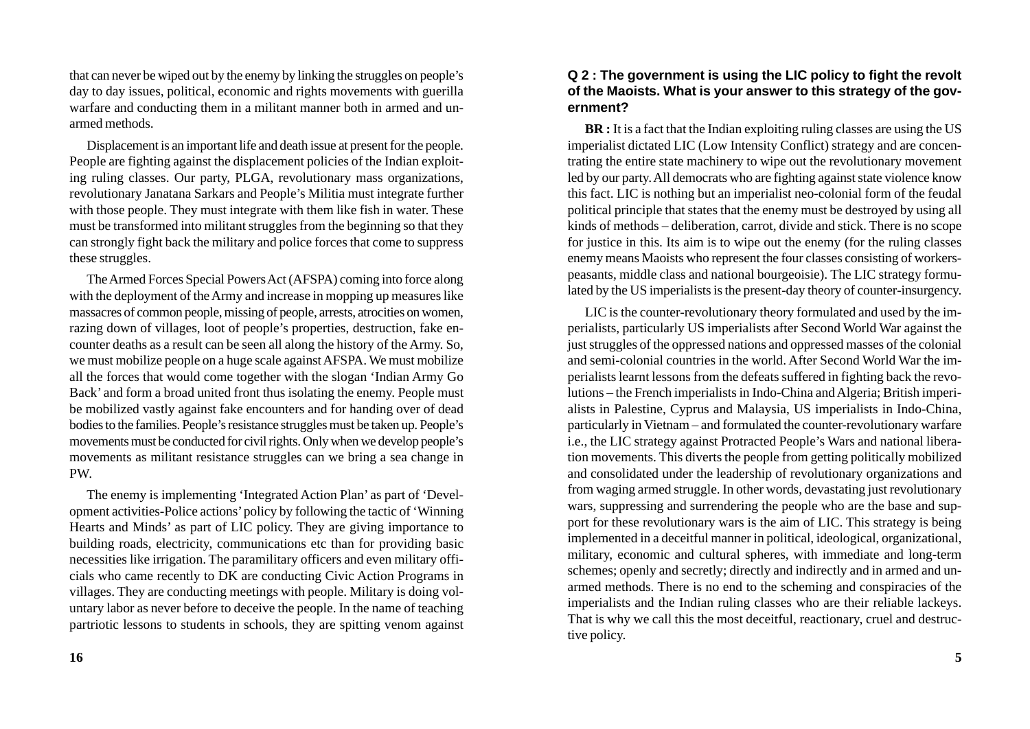that can never be wiped out by the enemy by linking the struggles on people's day to day issues, political, economic and rights movements with guerilla warfare and conducting them in a militant manner both in armed and unarmed methods.

Displacement is an important life and death issue at present for the people. People are fighting against the displacement policies of the Indian exploiting ruling classes. Our party, PLGA, revolutionary mass organizations, revolutionary Janatana Sarkars and People's Militia must integrate further with those people. They must integrate with them like fish in water. These must be transformed into militant struggles from the beginning so that they can strongly fight back the military and police forces that come to suppress these struggles.

The Armed Forces Special Powers Act (AFSPA) coming into force along with the deployment of the Army and increase in mopping up measures like massacres of common people, missing of people, arrests, atrocities on women, razing down of villages, loot of people's properties, destruction, fake encounter deaths as a result can be seen all along the history of the Army. So, we must mobilize people on a huge scale against AFSPA. We must mobilize all the forces that would come together with the slogan 'Indian Army Go Back' and form a broad united front thus isolating the enemy. People must be mobilized vastly against fake encounters and for handing over of dead bodies to the families. People's resistance struggles must be taken up. People's movements must be conducted for civil rights. Only when we develop people's movements as militant resistance struggles can we bring a sea change in PW.

The enemy is implementing 'Integrated Action Plan' as part of 'Development activities-Police actions' policy by following the tactic of 'Winning Hearts and Minds' as part of LIC policy. They are giving importance to building roads, electricity, communications etc than for providing basic necessities like irrigation. The paramilitary officers and even military officials who came recently to DK are conducting Civic Action Programs in villages. They are conducting meetings with people. Military is doing voluntary labor as never before to deceive the people. In the name of teaching partriotic lessons to students in schools, they are spitting venom against

**Q 2 : The government is using the LIC policy to fight the revolt of the Maoists. What is your answer to this strategy of the government?**

**BR :** It is a fact that the Indian exploiting ruling classes are using the US imperialist dictated LIC (Low Intensity Conflict) strategy and are concentrating the entire state machinery to wipe out the revolutionary movement led by our party. All democrats who are fighting against state violence know this fact. LIC is nothing but an imperialist neo-colonial form of the feudal political principle that states that the enemy must be destroyed by using all kinds of methods – deliberation, carrot, divide and stick. There is no scope for justice in this. Its aim is to wipe out the enemy (for the ruling classes enemy means Maoists who represent the four classes consisting of workers-peasants, middle class and national bourgeoisie). The LIC strategy formulated by the US imperialists is the present-day theory of counter-insurgency.

LIC is the counter-revolutionary theory formulated and used by the imperialists, particularly US imperialists after Second World War against the just struggles of the oppressed nations and oppressed masses of the colonial and semi-colonial countries in the world. After Second World War the imperialists learnt lessons from the defeats suffered in fighting back the revolutions – the French imperialists in Indo-China and Algeria; British imperialists in Palestine, Cyprus and Malaysia, US imperialists in Indo-China, particularly in Vietnam – and formulated the counter-revolutionary warfare i.e., the LIC strategy against Protracted People's Wars and national liberation movements. This diverts the people from getting politically mobilized and consolidated under the leadership of revolutionary organizations and from waging armed struggle. In other words, devastating just revolutionary wars, suppressing and surrendering the people who are the base and support for these revolutionary wars is the aim of LIC. This strategy is being implemented in a deceitful manner in political, ideological, organizational, military, economic and cultural spheres, with immediate and long-term schemes; openly and secretly; directly and indirectly and in armed and unarmed methods. There is no end to the scheming and conspiracies of the imperialists and the Indian ruling classes who are their reliable lackeys. That is why we call this the most deceitful, reactionary, cruel and destructive policy.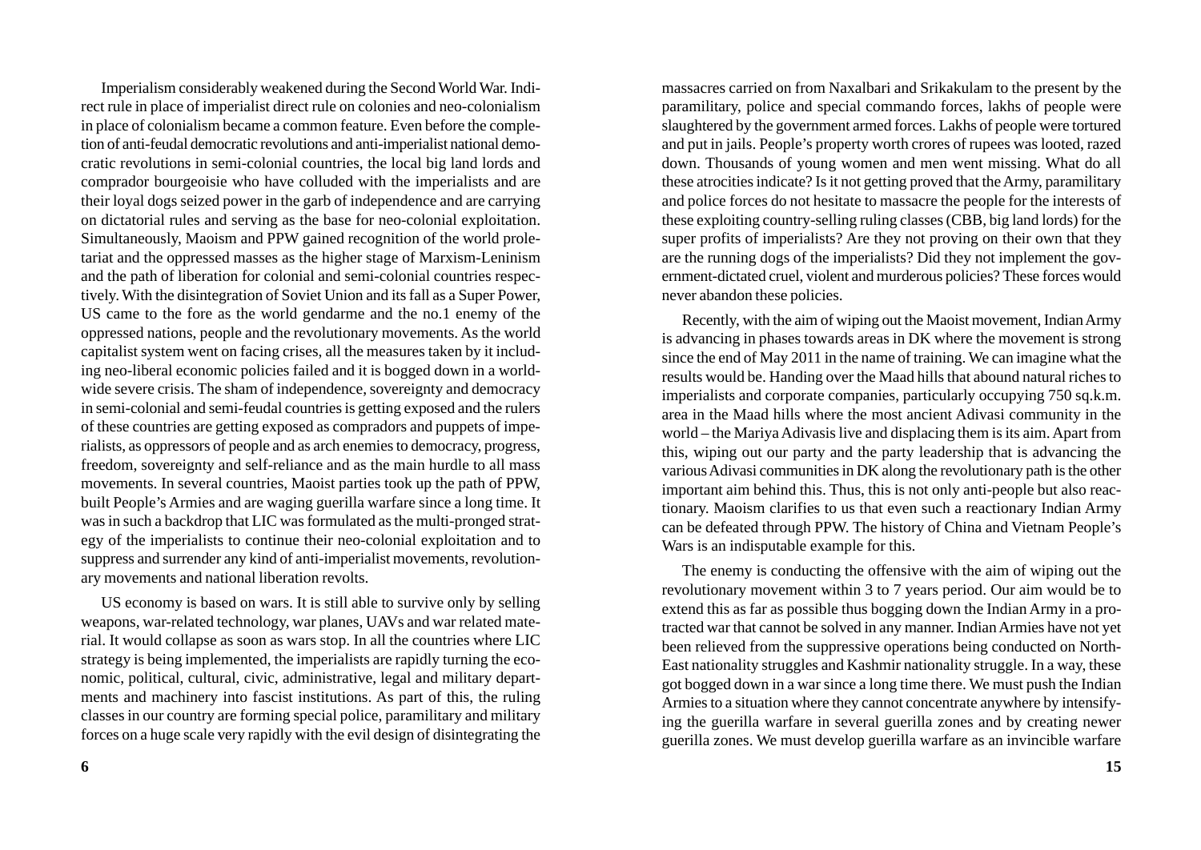Imperialism considerably weakened during the Second World War. Indirect rule in place of imperialist direct rule on colonies and neo-colonialism in place of colonialism became a common feature. Even before the completion of anti-feudal democratic revolutions and anti-imperialist national democratic revolutions in semi-colonial countries, the local big land lords and comprador bourgeoisie who have colluded with the imperialists and are their loyal dogs seized power in the garb of independence and are carrying on dictatorial rules and serving as the base for neo-colonial exploitation. Simultaneously, Maoism and PPW gained recognition of the world proletariat and the oppressed masses as the higher stage of Marxism-Leninism and the path of liberation for colonial and semi-colonial countries respectively. With the disintegration of Soviet Union and its fall as a Super Power, US came to the fore as the world gendarme and the no.1 enemy of the oppressed nations, people and the revolutionary movements. As the world capitalist system went on facing crises, all the measures taken by it including neo-liberal economic policies failed and it is bogged down in a worldwide severe crisis. The sham of independence, sovereignty and democracy in semi-colonial and semi-feudal countries is getting exposed and the rulers of these countries are getting exposed as compradors and puppets of imperialists, as oppressors of people and as arch enemies to democracy, progress, freedom, sovereignty and self-reliance and as the main hurdle to all mass movements. In several countries, Maoist parties took up the path of PPW, built People's Armies and are waging guerilla warfare since a long time. It was in such a backdrop that LIC was formulated as the multi-pronged strategy of the imperialists to continue their neo-colonial exploitation and to suppress and surrender any kind of anti-imperialist movements, revolutionary movements and national liberation revolts.

US economy is based on wars. It is still able to survive only by selling weapons, war-related technology, war planes, UAVs and war related material. It would collapse as soon as wars stop. In all the countries where LIC strategy is being implemented, the imperialists are rapidly turning the economic, political, cultural, civic, administrative, legal and military departments and machinery into fascist institutions. As part of this, the ruling classes in our country are forming special police, paramilitary and military forces on a huge scale very rapidly with the evil design of disintegrating the

massacres carried on from Naxalbari and Srikakulam to the present by the paramilitary, police and special commando forces, lakhs of people were slaughtered by the government armed forces. Lakhs of people were tortured and put in jails. People's property worth crores of rupees was looted, razed down. Thousands of young women and men went missing. What do all these atrocities indicate? Is it not getting proved that the Army, paramilitary and police forces do not hesitate to massacre the people for the interests of these exploiting country-selling ruling classes (CBB, big land lords) for the super profits of imperialists? Are they not proving on their own that they are the running dogs of the imperialists? Did they not implement the government-dictated cruel, violent and murderous policies? These forces would never abandon these policies.

Recently, with the aim of wiping out the Maoist movement, Indian Army is advancing in phases towards areas in DK where the movement is strong since the end of May 2011 in the name of training. We can imagine what the results would be. Handing over the Maad hills that abound natural riches to imperialists and corporate companies, particularly occupying 750 sq.k.m. area in the Maad hills where the most ancient Adivasi community in the world – the Mariya Adivasis live and displacing them is its aim. Apart from this, wiping out our party and the party leadership that is advancing the various Adivasi communities in DK along the revolutionary path is the other important aim behind this. Thus, this is not only anti-people but also reactionary. Maoism clarifies to us that even such a reactionary Indian Army can be defeated through PPW. The history of China and Vietnam People's Wars is an indisputable example for this.

The enemy is conducting the offensive with the aim of wiping out the revolutionary movement within 3 to 7 years period. Our aim would be to extend this as far as possible thus bogging down the Indian Army in a protracted war that cannot be solved in any manner. Indian Armies have not yet been relieved from the suppressive operations being conducted on North-East nationality struggles and Kashmir nationality struggle. In a way, these got bogged down in a war since a long time there. We must push the Indian Armies to a situation where they cannot concentrate anywhere by intensifying the guerilla warfare in several guerilla zones and by creating newer guerilla zones. We must develop guerilla warfare as an invincible warfare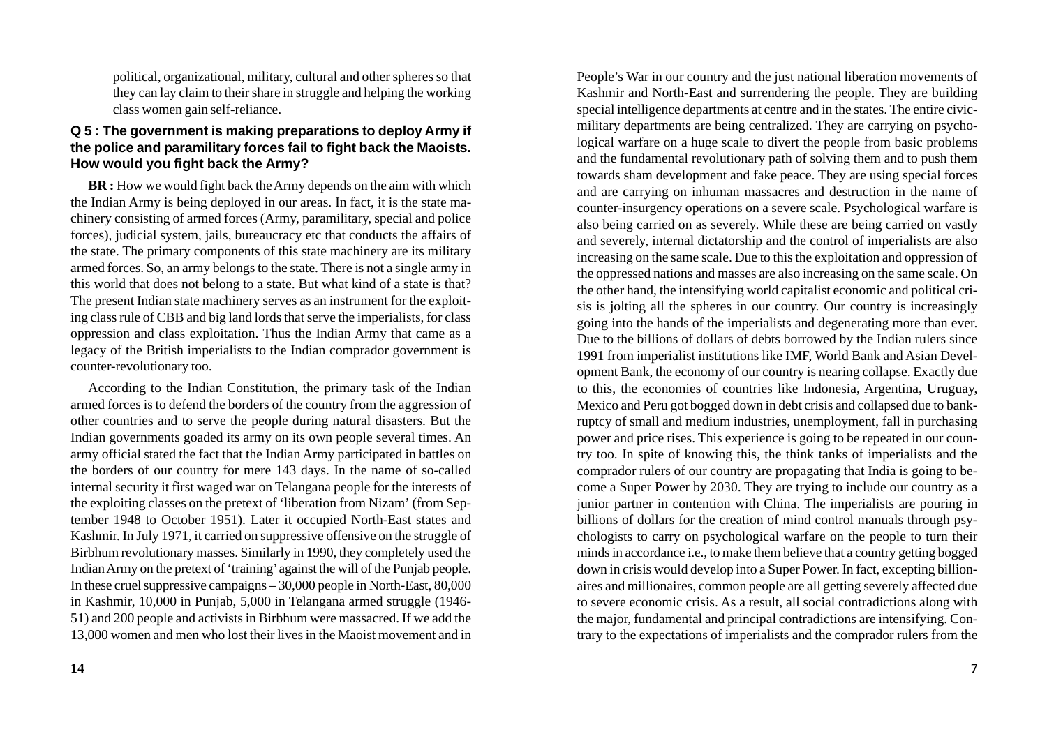political, organizational, military, cultural and other spheres so that they can lay claim to their share in struggle and helping the working class women gain self-reliance.

**Q 5 : The government is making preparations to deploy Army if the police and paramilitary forces fail to fight back the Maoists. How would you fight back the Army?**

**BR :** How we would fight back the Army depends on the aim with which the Indian Army is being deployed in our areas. In fact, it is the state machinery consisting of armed forces (Army, paramilitary, special and police forces), judicial system, jails, bureaucracy etc that conducts the affairs of the state. The primary components of this state machinery are its military armed forces. So, an army belongs to the state. There is not a single army in this world that does not belong to a state. But what kind of a state is that? The present Indian state machinery serves as an instrument for the exploiting class rule of CBB and big land lords that serve the imperialists, for class oppression and class exploitation. Thus the Indian Army that came as a legacy of the British imperialists to the Indian comprador government is counter-revolutionary too.

According to the Indian Constitution, the primary task of the Indian armed forces is to defend the borders of the country from the aggression of other countries and to serve the people during natural disasters. But the Indian governments goaded its army on its own people several times. An army official stated the fact that the Indian Army participated in battles on the borders of our country for mere 143 days. In the name of so-called internal security it first waged war on Telangana people for the interests of the exploiting classes on the pretext of 'liberation from Nizam' (from September 1948 to October 1951). Later it occupied North-East states and Kashmir. In July 1971, it carried on suppressive offensive on the struggle of Birbhum revolutionary masses. Similarly in 1990, they completely used the Indian Army on the pretext of 'training' against the will of the Punjab people. In these cruel suppressive campaigns – 30,000 people in North-East, 80,000 in Kashmir, 10,000 in Punjab, 5,000 in Telangana armed struggle (1946-51) and 200 people and activists in Birbhum were massacred. If we add the 13,000 women and men who lost their lives in the Maoist movement and in

People's War in our country and the just national liberation movements of Kashmir and North-East and surrendering the people. They are building special intelligence departments at centre and in the states. The entire civic-military departments are being centralized. They are carrying on psychological warfare on a huge scale to divert the people from basic problems and the fundamental revolutionary path of solving them and to push them towards sham development and fake peace. They are using special forces and are carrying on inhuman massacres and destruction in the name of counter-insurgency operations on a severe scale. Psychological warfare is also being carried on as severely. While these are being carried on vastly and severely, internal dictatorship and the control of imperialists are also increasing on the same scale. Due to this the exploitation and oppression of the oppressed nations and masses are also increasing on the same scale. On the other hand, the intensifying world capitalist economic and political crisis is jolting all the spheres in our country. Our country is increasingly going into the hands of the imperialists and degenerating more than ever. Due to the billions of dollars of debts borrowed by the Indian rulers since 1991 from imperialist institutions like IMF, World Bank and Asian Development Bank, the economy of our country is nearing collapse. Exactly due to this, the economies of countries like Indonesia, Argentina, Uruguay, Mexico and Peru got bogged down in debt crisis and collapsed due to bankruptcy of small and medium industries, unemployment, fall in purchasing power and price rises. This experience is going to be repeated in our country too. In spite of knowing this, the think tanks of imperialists and the comprador rulers of our country are propagating that India is going to become a Super Power by 2030. They are trying to include our country as a junior partner in contention with China. The imperialists are pouring in billions of dollars for the creation of mind control manuals through psychologists to carry on psychological warfare on the people to turn their minds in accordance i.e., to make them believe that a country getting bogged down in crisis would develop into a Super Power. In fact, excepting billionaires and millionaires, common people are all getting severely affected due to severe economic crisis. As a result, all social contradictions along with the major, fundamental and principal contradictions are intensifying. Contrary to the expectations of imperialists and the comprador rulers from the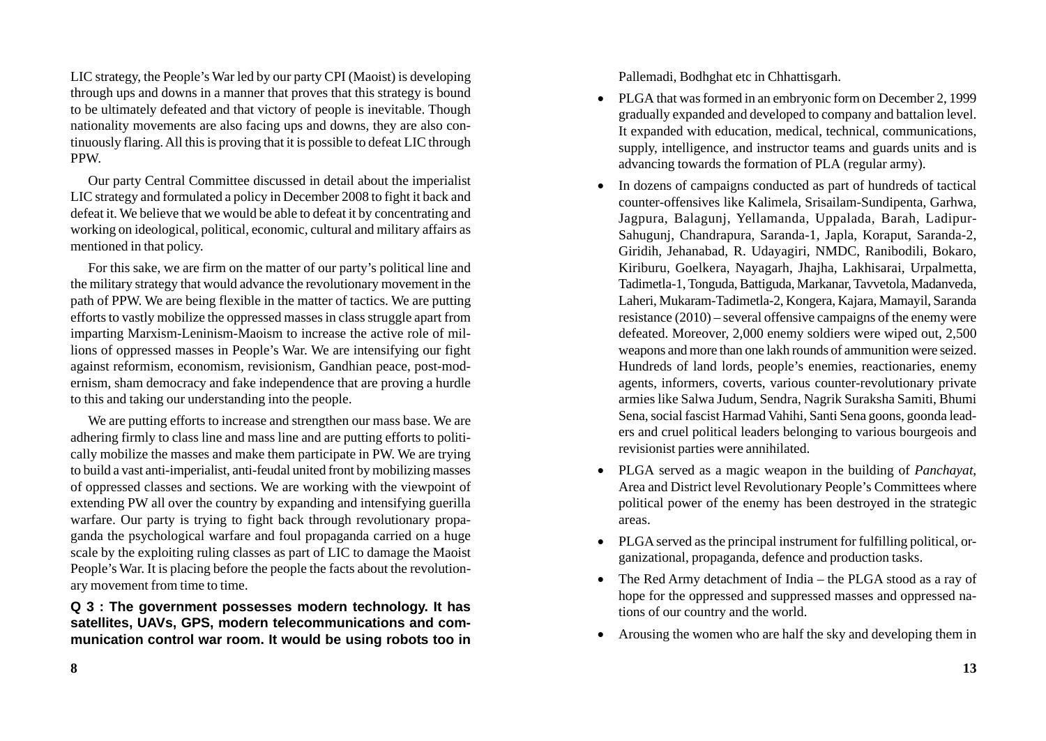LIC strategy, the People's War led by our party CPI (Maoist) is developing through ups and downs in a manner that proves that this strategy is bound to be ultimately defeated and that victory of people is inevitable. Though nationality movements are also facing ups and downs, they are also continuously flaring. All this is proving that it is possible to defeat LIC through PPW.

Our party Central Committee discussed in detail about the imperialist LIC strategy and formulated a policy in December 2008 to fight it back and defeat it. We believe that we would be able to defeat it by concentrating and working on ideological, political, economic, cultural and military affairs as mentioned in that policy.

For this sake, we are firm on the matter of our party's political line and the military strategy that would advance the revolutionary movement in the path of PPW. We are being flexible in the matter of tactics. We are putting efforts to vastly mobilize the oppressed masses in class struggle apart from imparting Marxism-Leninism-Maoism to increase the active role of millions of oppressed masses in People's War. We are intensifying our fight against reformism, economism, revisionism, Gandhian peace, post-modernism, sham democracy and fake independence that are proving a hurdle to this and taking our understanding into the people.

We are putting efforts to increase and strengthen our mass base. We are adhering firmly to class line and mass line and are putting efforts to politically mobilize the masses and make them participate in PW. We are trying to build a vast anti-imperialist, anti-feudal united front by mobilizing masses of oppressed classes and sections. We are working with the viewpoint of extending PW all over the country by expanding and intensifying guerilla warfare. Our party is trying to fight back through revolutionary propaganda the psychological warfare and foul propaganda carried on a huge scale by the exploiting ruling classes as part of LIC to damage the Maoist People's War. It is placing before the people the facts about the revolutionary movement from time to time.

**Q 3 : The government possesses modern technology. It has satellites, UAVs, GPS, modern telecommunications and communication control war room. It would be using robots too in**

Pallemadi, Bodhghat etc in Chhattisgarh.

- PLGA that was formed in an embryonic form on December 2, 1999 gradually expanded and developed to company and battalion level. It expanded with education, medical, technical, communications, supply, intelligence, and instructor teams and guards units and is advancing towards the formation of PLA (regular army).
- In dozens of campaigns conducted as part of hundreds of tactical counter-offensives like Kalimela, Srisailam-Sundipenta, Garhwa, Jagpura, Balagunj, Yellamanda, Uppalada, Barah, Ladipur-Sahugunj, Chandrapura, Saranda-1, Japla, Koraput, Saranda-2, Giridih, Jehanabad, R. Udayagiri, NMDC, Ranibodili, Bokaro, Kiriburu, Goelkera, Nayagarh, Jhajha, Lakhisarai, Urpalmetta, Tadimetla-1, Tonguda, Battiguda, Markanar, Tavvetola, Madanveda, Laheri, Mukaram-Tadimetla-2, Kongera, Kajara, Mamayil, Saranda resistance (2010) – several offensive campaigns of the enemy were defeated. Moreover, 2,000 enemy soldiers were wiped out, 2,500 weapons and more than one lakh rounds of ammunition were seized. Hundreds of land lords, people's enemies, reactionaries, enemy agents, informers, coverts, various counter-revolutionary private armies like Salwa Judum, Sendra, Nagrik Suraksha Samiti, Bhumi Sena, social fascist Harmad Vahihi, Santi Sena goons, goonda leaders and cruel political leaders belonging to various bourgeois and revisionist parties were annihilated.
- PLGA served as a magic weapon in the building of *Panchayat*, Area and District level Revolutionary People's Committees where political power of the enemy has been destroyed in the strategic areas.
- PLGA served as the principal instrument for fulfilling political, organizational, propaganda, defence and production tasks.
- The Red Army detachment of India – the PLGA stood as a ray of hope for the oppressed and suppressed masses and oppressed nations of our country and the world.
- Arousing the women who are half the sky and developing them in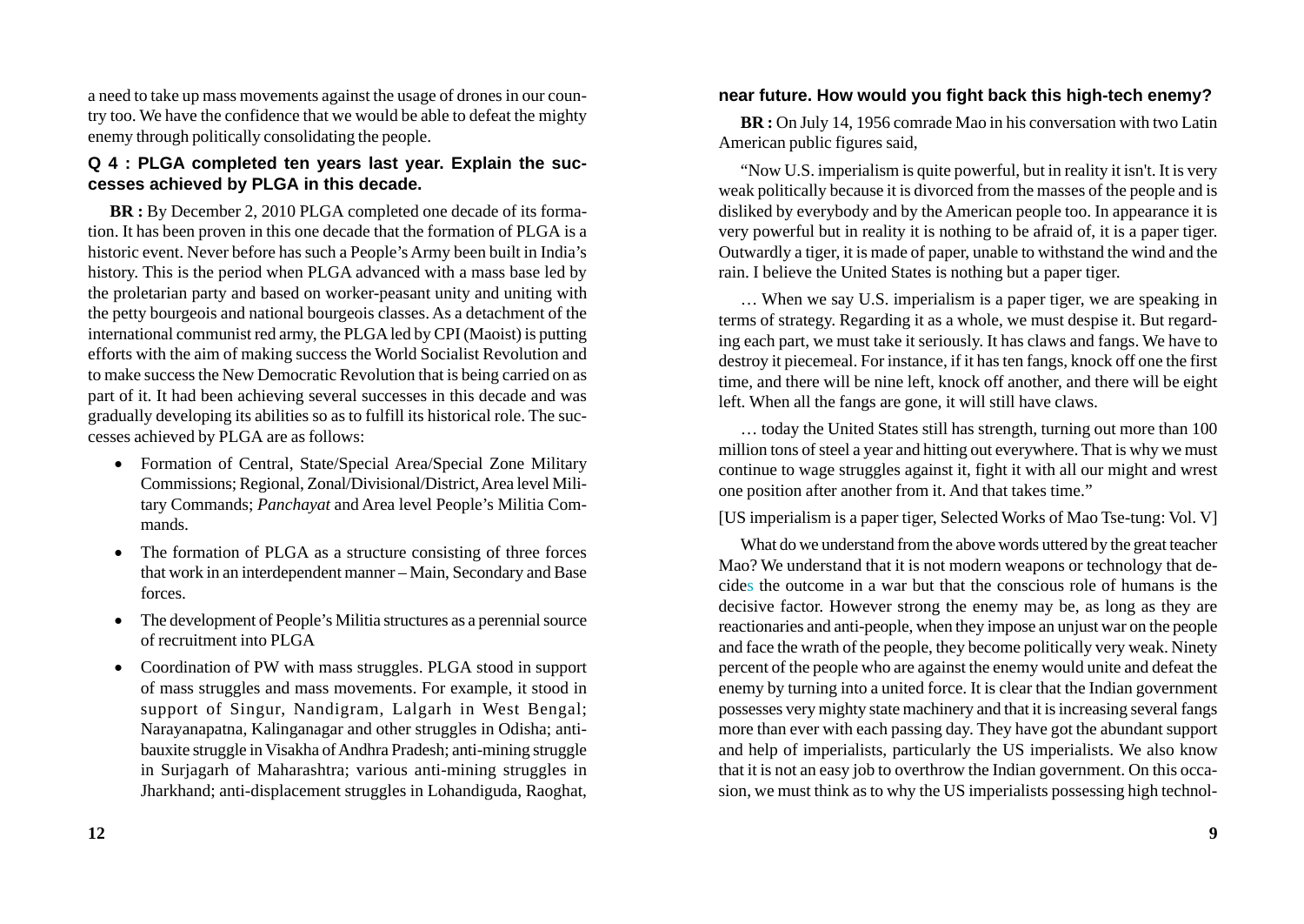a need to take up mass movements against the usage of drones in our country too. We have the confidence that we would be able to defeat the mighty enemy through politically consolidating the people.

### Q 4 : PLGA completed ten years last year. Explain the successes achieved by PLGA in this decade.

**BR :** By December 2, 2010 PLGA completed one decade of its formation. It has been proven in this one decade that the formation of PLGA is a historic event. Never before has such a People's Army been built in India's history. This is the period when PLGA advanced with a mass base led by the proletarian party and based on worker-peasant unity and uniting with the petty bourgeois and national bourgeois classes. As a detachment of the international communist red army, the PLGA led by CPI (Maoist) is putting efforts with the aim of making success the World Socialist Revolution and to make success the New Democratic Revolution that is being carried on as part of it. It had been achieving several successes in this decade and was gradually developing its abilities so as to fulfill its historical role. The successes achieved by PLGA are as follows:

- Formation of Central, State/Special Area/Special Zone Military Commissions; Regional, Zonal/Divisional/District, Area level Military Commands; *Panchayat* and Area level People's Militia Commands.
- The formation of PLGA as a structure consisting of three forces that work in an interdependent manner – Main, Secondary and Base forces.
- The development of People's Militia structures as a perennial source of recruitment into PLGA
- Coordination of PW with mass struggles. PLGA stood in support of mass struggles and mass movements. For example, it stood in support of Singur, Nandigram, Lalgarh in West Bengal; Narayanapatna, Kalinganagar and other struggles in Odisha; anti-bauxite struggle in Visakha of Andhra Pradesh; anti-mining struggle in Surjagarh of Maharashtra; various anti-mining struggles in Jharkhand; anti-displacement struggles in Lohandiguda, Raoghat,

**near future. How would you fight back this high-tech enemy?**

**BR :** On July 14, 1956 comrade Mao in his conversation with two Latin American public figures said,

"Now U.S. imperialism is quite powerful, but in reality it isn't. It is very weak politically because it is divorced from the masses of the people and is disliked by everybody and by the American people too. In appearance it is very powerful but in reality it is nothing to be afraid of, it is a paper tiger. Outwardly a tiger, it is made of paper, unable to withstand the wind and the rain. I believe the United States is nothing but a paper tiger.

… When we say U.S. imperialism is a paper tiger, we are speaking in terms of strategy. Regarding it as a whole, we must despise it. But regarding each part, we must take it seriously. It has claws and fangs. We have to destroy it piecemeal. For instance, if it has ten fangs, knock off one the first time, and there will be nine left, knock off another, and there will be eight left. When all the fangs are gone, it will still have claws.

… today the United States still has strength, turning out more than 100 million tons of steel a year and hitting out everywhere. That is why we must continue to wage struggles against it, fight it with all our might and wrest one position after another from it. And that takes time."

[US imperialism is a paper tiger, Selected Works of Mao Tse-tung: Vol. V]

What do we understand from the above words uttered by the great teacher Mao? We understand that it is not modern weapons or technology that decides the outcome in a war but that the conscious role of humans is the decisive factor. However strong the enemy may be, as long as they are reactionaries and anti-people, when they impose an unjust war on the people and face the wrath of the people, they become politically very weak. Ninety percent of the people who are against the enemy would unite and defeat the enemy by turning into a united force. It is clear that the Indian government possesses very mighty state machinery and that it is increasing several fangs more than ever with each passing day. They have got the abundant support and help of imperialists, particularly the US imperialists. We also know that it is not an easy job to overthrow the Indian government. On this occasion, we must think as to why the US imperialists possessing high technol-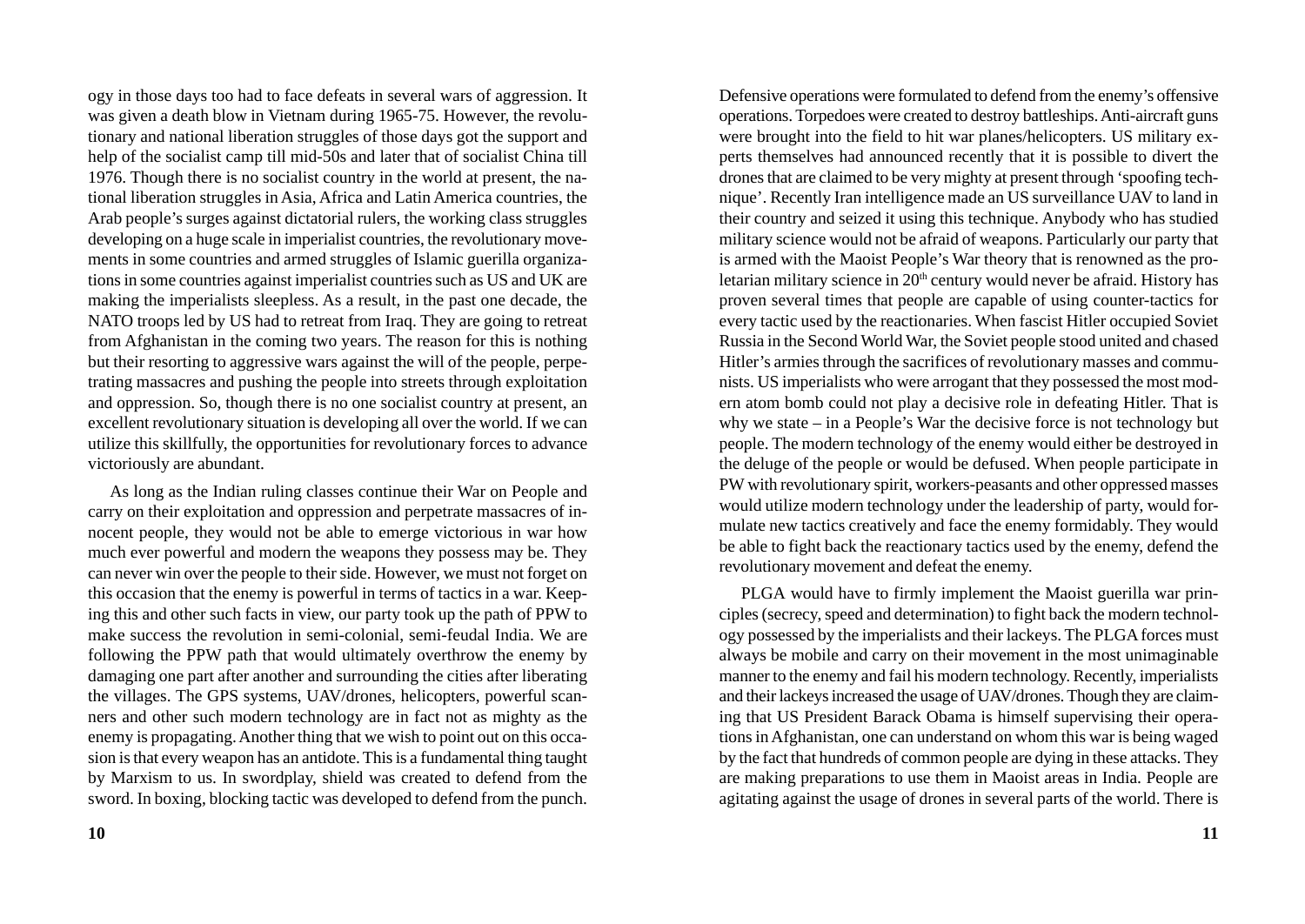ogy in those days too had to face defeats in several wars of aggression. It was given a death blow in Vietnam during 1965-75. However, the revolutionary and national liberation struggles of those days got the support and help of the socialist camp till mid-50s and later that of socialist China till 1976. Though there is no socialist country in the world at present, the national liberation struggles in Asia, Africa and Latin America countries, the Arab people's surges against dictatorial rulers, the working class struggles developing on a huge scale in imperialist countries, the revolutionary movements in some countries and armed struggles of Islamic guerilla organizations in some countries against imperialist countries such as US and UK are making the imperialists sleepless. As a result, in the past one decade, the NATO troops led by US had to retreat from Iraq. They are going to retreat from Afghanistan in the coming two years. The reason for this is nothing but their resorting to aggressive wars against the will of the people, perpetrating massacres and pushing the people into streets through exploitation and oppression. So, though there is no one socialist country at present, an excellent revolutionary situation is developing all over the world. If we can utilize this skillfully, the opportunities for revolutionary forces to advance victoriously are abundant.

As long as the Indian ruling classes continue their War on People and carry on their exploitation and oppression and perpetrate massacres of innocent people, they would not be able to emerge victorious in war how much ever powerful and modern the weapons they possess may be. They can never win over the people to their side. However, we must not forget on this occasion that the enemy is powerful in terms of tactics in a war. Keeping this and other such facts in view, our party took up the path of PPW to make success the revolution in semi-colonial, semi-feudal India. We are following the PPW path that would ultimately overthrow the enemy by damaging one part after another and surrounding the cities after liberating the villages. The GPS systems, UAV/drones, helicopters, powerful scanners and other such modern technology are in fact not as mighty as the enemy is propagating. Another thing that we wish to point out on this occasion is that every weapon has an antidote. This is a fundamental thing taught by Marxism to us. In swordplay, shield was created to defend from the sword. In boxing, blocking tactic was developed to defend from the punch. Defensive operations were formulated to defend from the enemy's offensive operations. Torpedoes were created to destroy battleships. Anti-aircraft guns were brought into the field to hit war planes/helicopters. US military experts themselves had announced recently that it is possible to divert the drones that are claimed to be very mighty at present through 'spoofing technique'. Recently Iran intelligence made an US surveillance UAV to land in their country and seized it using this technique. Anybody who has studied military science would not be afraid of weapons. Particularly our party that is armed with the Maoist People's War theory that is renowned as the proletarian military science in 20th century would never be afraid. History has proven several times that people are capable of using counter-tactics for every tactic used by the reactionaries. When fascist Hitler occupied Soviet Russia in the Second World War, the Soviet people stood united and chased Hitler's armies through the sacrifices of revolutionary masses and communists. US imperialists who were arrogant that they possessed the most modern atom bomb could not play a decisive role in defeating Hitler. That is why we state – in a People's War the decisive force is not technology but people. The modern technology of the enemy would either be destroyed in the deluge of the people or would be defused. When people participate in PW with revolutionary spirit, workers-peasants and other oppressed masses would utilize modern technology under the leadership of party, would formulate new tactics creatively and face the enemy formidably. They would be able to fight back the reactionary tactics used by the enemy, defend the revolutionary movement and defeat the enemy.

PLGA would have to firmly implement the Maoist guerilla war principles (secrecy, speed and determination) to fight back the modern technology possessed by the imperialists and their lackeys. The PLGA forces must always be mobile and carry on their movement in the most unimaginable manner to the enemy and fail his modern technology. Recently, imperialists and their lackeys increased the usage of UAV/drones. Though they are claiming that US President Barack Obama is himself supervising their operations in Afghanistan, one can understand on whom this war is being waged by the fact that hundreds of common people are dying in these attacks. They are making preparations to use them in Maoist areas in India. People are agitating against the usage of drones in several parts of the world. There is